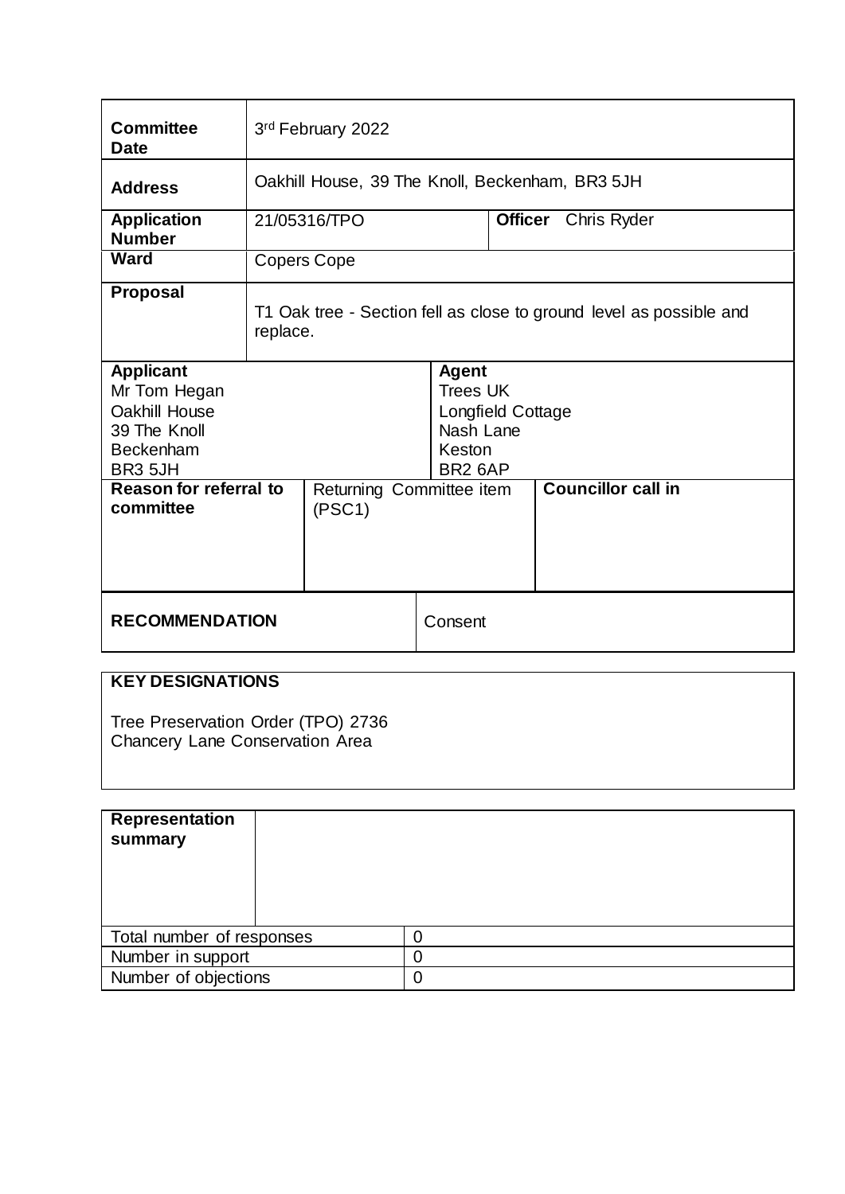| | | | |
|---|---|---|---|
| **Committee Date** | 3rd February 2022 | | |
| **Address** | Oakhill House, 39 The Knoll, Beckenham, BR3 5JH | | |
| **Application Number** | 21/05316/TPO | **Officer** | Chris Ryder |
| **Ward** | Copers Cope | | |
| **Proposal** | T1 Oak tree - Section fell as close to ground level as possible and replace. | | |
| **Applicant**<br>Mr Tom Hegan<br>Oakhill House<br>39 The Knoll<br>Beckenham<br>BR3 5JH | | **Agent**<br>Trees UK<br>Longfield Cottage<br>Nash Lane<br>Keston<br>BR2 6AP | |
| **Reason for referral to committee** | Returning Committee item (PSC1) | | **Councillor call in** |
| **RECOMMENDATION** | | Consent | |

**KEY DESIGNATIONS**

Tree Preservation Order (TPO) 2736
Chancery Lane Conservation Area

| | |
|---|---|
| **Representation summary** | |
| Total number of responses | 0 |
| Number in support | 0 |
| Number of objections | 0 |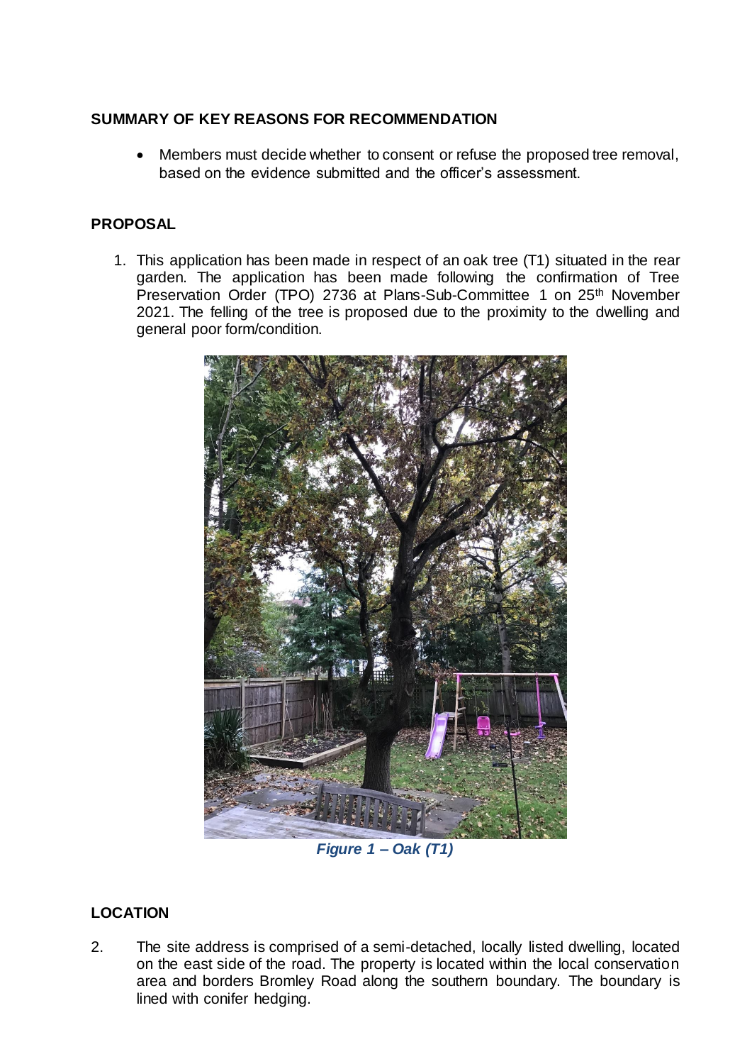**SUMMARY OF KEY REASONS FOR RECOMMENDATION**

- Members must decide whether to consent or refuse the proposed tree removal, based on the evidence submitted and the officer's assessment.

**PROPOSAL**

1. This application has been made in respect of an oak tree (T1) situated in the rear garden. The application has been made following the confirmation of Tree Preservation Order (TPO) 2736 at Plans-Sub-Committee 1 on 25th November 2021. The felling of the tree is proposed due to the proximity to the dwelling and general poor form/condition.

*Figure 1 – Oak (T1)*

**LOCATION**

2. The site address is comprised of a semi-detached, locally listed dwelling, located on the east side of the road. The property is located within the local conservation area and borders Bromley Road along the southern boundary. The boundary is lined with conifer hedging.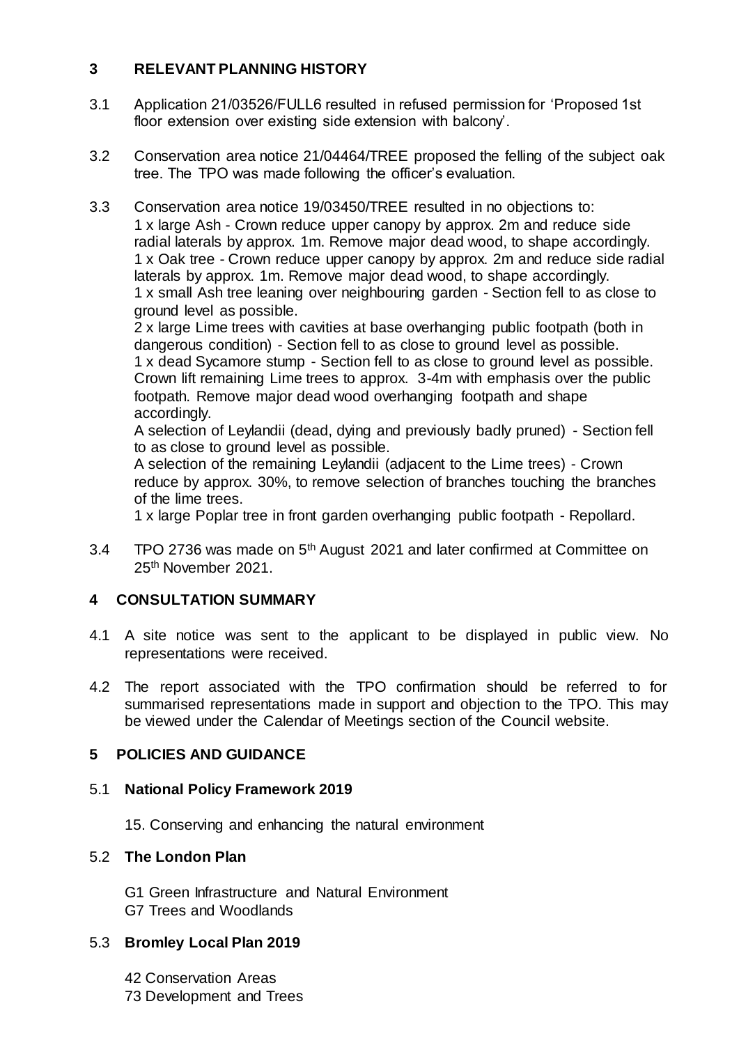## 3 RELEVANT PLANNING HISTORY

3.1 Application 21/03526/FULL6 resulted in refused permission for 'Proposed 1st floor extension over existing side extension with balcony'.

3.2 Conservation area notice 21/04464/TREE proposed the felling of the subject oak tree. The TPO was made following the officer's evaluation.

3.3 Conservation area notice 19/03450/TREE resulted in no objections to:
1 x large Ash - Crown reduce upper canopy by approx. 2m and reduce side radial laterals by approx. 1m. Remove major dead wood, to shape accordingly.
1 x Oak tree - Crown reduce upper canopy by approx. 2m and reduce side radial laterals by approx. 1m. Remove major dead wood, to shape accordingly.
1 x small Ash tree leaning over neighbouring garden - Section fell to as close to ground level as possible.
2 x large Lime trees with cavities at base overhanging public footpath (both in dangerous condition) - Section fell to as close to ground level as possible.
1 x dead Sycamore stump - Section fell to as close to ground level as possible.
Crown lift remaining Lime trees to approx. 3-4m with emphasis over the public footpath. Remove major dead wood overhanging footpath and shape accordingly.
A selection of Leylandii (dead, dying and previously badly pruned) - Section fell to as close to ground level as possible.
A selection of the remaining Leylandii (adjacent to the Lime trees) - Crown reduce by approx. 30%, to remove selection of branches touching the branches of the lime trees.
1 x large Poplar tree in front garden overhanging public footpath - Repollard.

3.4 TPO 2736 was made on 5th August 2021 and later confirmed at Committee on 25th November 2021.

## 4 CONSULTATION SUMMARY

4.1 A site notice was sent to the applicant to be displayed in public view. No representations were received.

4.2 The report associated with the TPO confirmation should be referred to for summarised representations made in support and objection to the TPO. This may be viewed under the Calendar of Meetings section of the Council website.

## 5 POLICIES AND GUIDANCE

### 5.1 National Policy Framework 2019

15. Conserving and enhancing the natural environment

### 5.2 The London Plan

G1 Green Infrastructure and Natural Environment
G7 Trees and Woodlands

### 5.3 Bromley Local Plan 2019

42 Conservation Areas
73 Development and Trees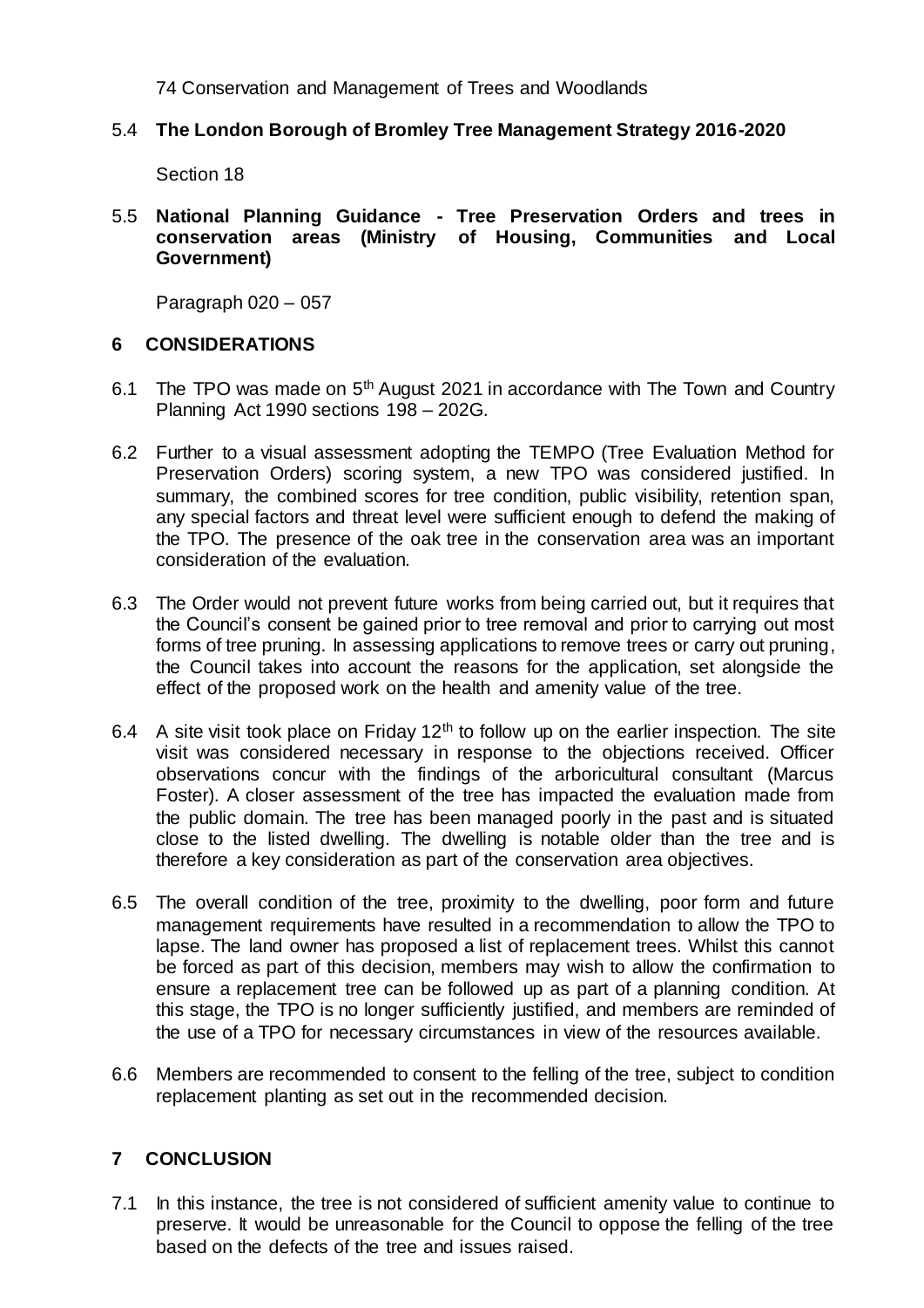74 Conservation and Management of Trees and Woodlands

5.4 **The London Borough of Bromley Tree Management Strategy 2016-2020**

Section 18

5.5 **National Planning Guidance - Tree Preservation Orders and trees in conservation areas (Ministry of Housing, Communities and Local Government)**

Paragraph 020 – 057

## 6 CONSIDERATIONS

6.1 The TPO was made on 5th August 2021 in accordance with The Town and Country Planning Act 1990 sections 198 – 202G.

6.2 Further to a visual assessment adopting the TEMPO (Tree Evaluation Method for Preservation Orders) scoring system, a new TPO was considered justified. In summary, the combined scores for tree condition, public visibility, retention span, any special factors and threat level were sufficient enough to defend the making of the TPO. The presence of the oak tree in the conservation area was an important consideration of the evaluation.

6.3 The Order would not prevent future works from being carried out, but it requires that the Council's consent be gained prior to tree removal and prior to carrying out most forms of tree pruning. In assessing applications to remove trees or carry out pruning, the Council takes into account the reasons for the application, set alongside the effect of the proposed work on the health and amenity value of the tree.

6.4 A site visit took place on Friday 12th to follow up on the earlier inspection. The site visit was considered necessary in response to the objections received. Officer observations concur with the findings of the arboricultural consultant (Marcus Foster). A closer assessment of the tree has impacted the evaluation made from the public domain. The tree has been managed poorly in the past and is situated close to the listed dwelling. The dwelling is notable older than the tree and is therefore a key consideration as part of the conservation area objectives.

6.5 The overall condition of the tree, proximity to the dwelling, poor form and future management requirements have resulted in a recommendation to allow the TPO to lapse. The land owner has proposed a list of replacement trees. Whilst this cannot be forced as part of this decision, members may wish to allow the confirmation to ensure a replacement tree can be followed up as part of a planning condition. At this stage, the TPO is no longer sufficiently justified, and members are reminded of the use of a TPO for necessary circumstances in view of the resources available.

6.6 Members are recommended to consent to the felling of the tree, subject to condition replacement planting as set out in the recommended decision.

## 7 CONCLUSION

7.1 In this instance, the tree is not considered of sufficient amenity value to continue to preserve. It would be unreasonable for the Council to oppose the felling of the tree based on the defects of the tree and issues raised.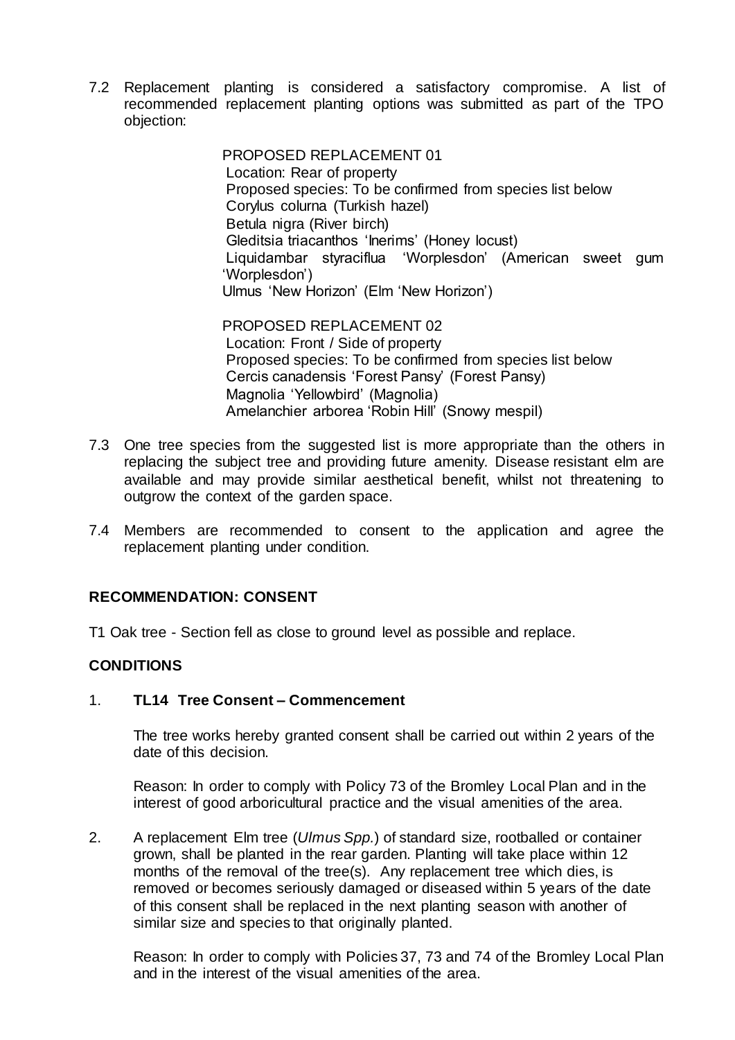7.2 Replacement planting is considered a satisfactory compromise. A list of recommended replacement planting options was submitted as part of the TPO objection:

> PROPOSED REPLACEMENT 01
> Location: Rear of property
> Proposed species: To be confirmed from species list below
> Corylus colurna (Turkish hazel)
> Betula nigra (River birch)
> Gleditsia triacanthos 'Inerims' (Honey locust)
> Liquidambar styraciflua 'Worplesdon' (American sweet gum 'Worplesdon')
> Ulmus 'New Horizon' (Elm 'New Horizon')
>
> PROPOSED REPLACEMENT 02
> Location: Front / Side of property
> Proposed species: To be confirmed from species list below
> Cercis canadensis 'Forest Pansy' (Forest Pansy)
> Magnolia 'Yellowbird' (Magnolia)
> Amelanchier arborea 'Robin Hill' (Snowy mespil)

7.3 One tree species from the suggested list is more appropriate than the others in replacing the subject tree and providing future amenity. Disease resistant elm are available and may provide similar aesthetical benefit, whilst not threatening to outgrow the context of the garden space.

7.4 Members are recommended to consent to the application and agree the replacement planting under condition.

**RECOMMENDATION: CONSENT**

T1 Oak tree - Section fell as close to ground level as possible and replace.

**CONDITIONS**

1. **TL14 Tree Consent – Commencement**

   The tree works hereby granted consent shall be carried out within 2 years of the date of this decision.

   Reason: In order to comply with Policy 73 of the Bromley Local Plan and in the interest of good arboricultural practice and the visual amenities of the area.

2. A replacement Elm tree (*Ulmus Spp.*) of standard size, rootballed or container grown, shall be planted in the rear garden. Planting will take place within 12 months of the removal of the tree(s). Any replacement tree which dies, is removed or becomes seriously damaged or diseased within 5 years of the date of this consent shall be replaced in the next planting season with another of similar size and species to that originally planted.

   Reason: In order to comply with Policies 37, 73 and 74 of the Bromley Local Plan and in the interest of the visual amenities of the area.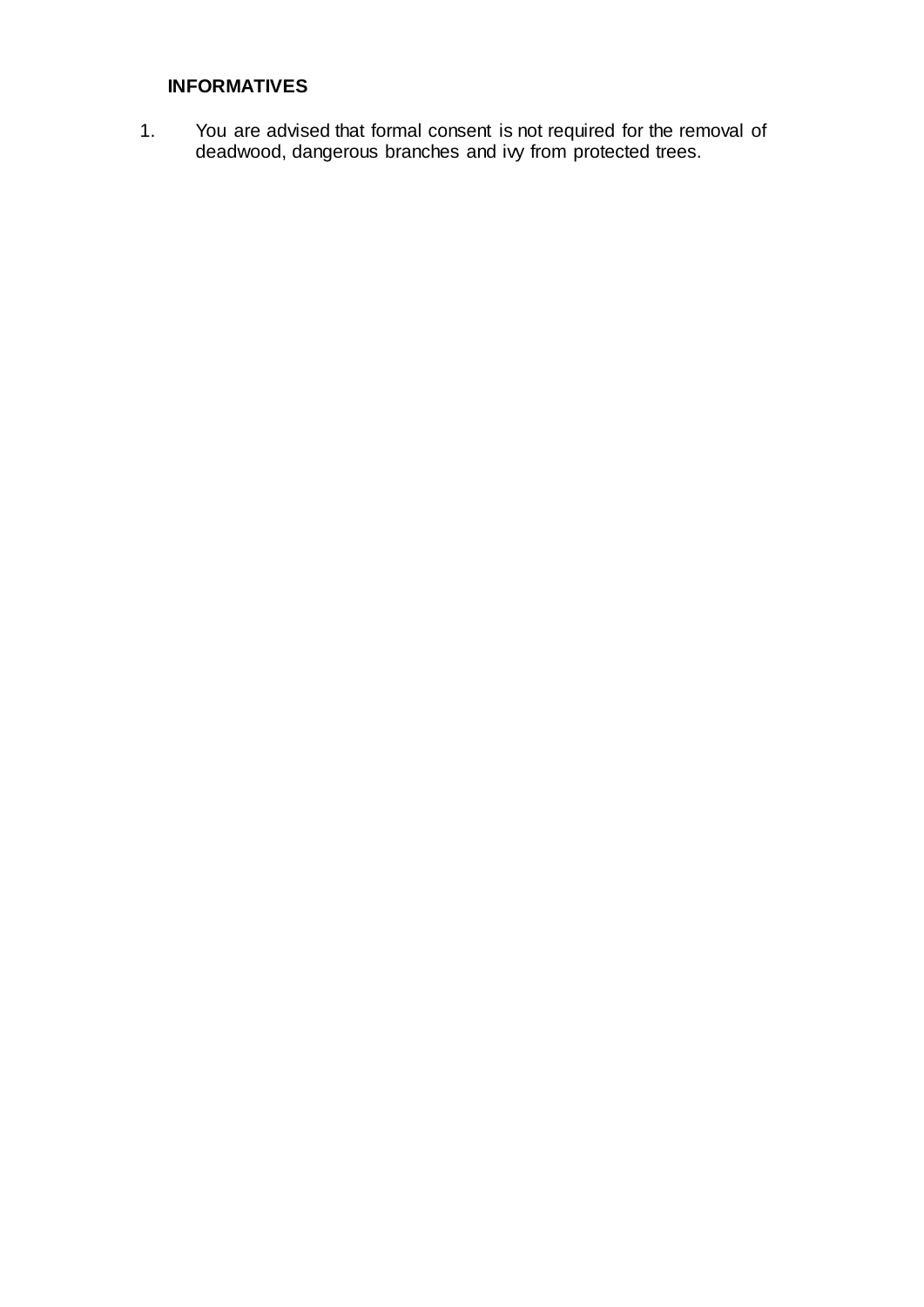**INFORMATIVES**

1. You are advised that formal consent is not required for the removal of deadwood, dangerous branches and ivy from protected trees.